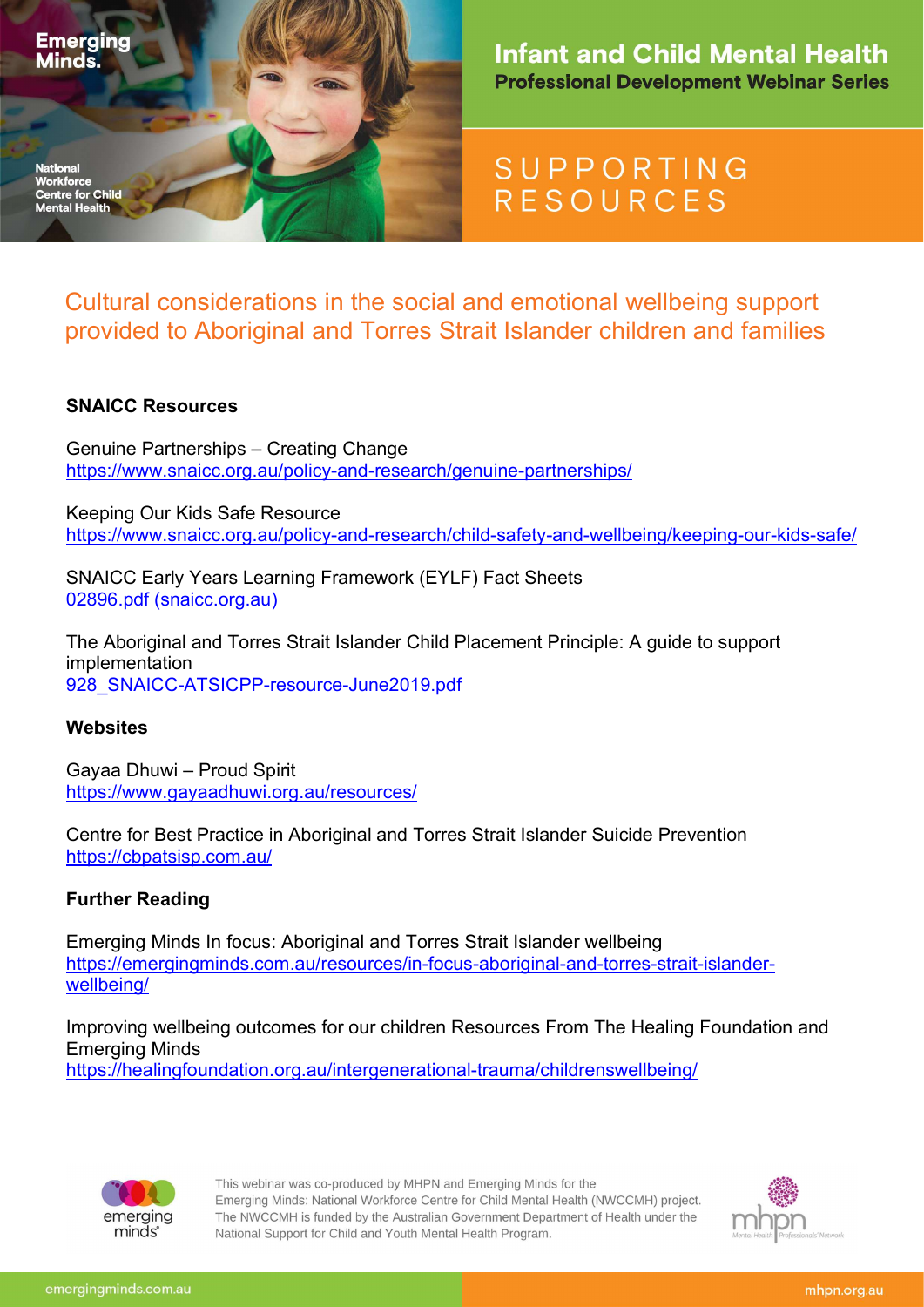Emerging Minds.

National Workforce Centre for Child Mental Health

# Infant and Child Mental Health

**Professional Development Webinar Series**

SUPPORTING RESOURCES

## Cultural considerations in the social and emotional wellbeing support provided to Aboriginal and Torres Strait Islander children and families

### SNAICC Resources

Genuine Partnerships – Creating Change
https://www.snaicc.org.au/policy-and-research/genuine-partnerships/

Keeping Our Kids Safe Resource
https://www.snaicc.org.au/policy-and-research/child-safety-and-wellbeing/keeping-our-kids-safe/

SNAICC Early Years Learning Framework (EYLF) Fact Sheets
02896.pdf (snaicc.org.au)

The Aboriginal and Torres Strait Islander Child Placement Principle: A guide to support implementation
928_SNAICC-ATSICPP-resource-June2019.pdf

### Websites

Gayaa Dhuwi – Proud Spirit
https://www.gayaadhuwi.org.au/resources/

Centre for Best Practice in Aboriginal and Torres Strait Islander Suicide Prevention
https://cbpatsisp.com.au/

### Further Reading

Emerging Minds In focus: Aboriginal and Torres Strait Islander wellbeing
https://emergingminds.com.au/resources/in-focus-aboriginal-and-torres-strait-islander-wellbeing/

Improving wellbeing outcomes for our children Resources From The Healing Foundation and Emerging Minds
https://healingfoundation.org.au/intergenerational-trauma/childrenswellbeing/

This webinar was co-produced by MHPN and Emerging Minds for the Emerging Minds: National Workforce Centre for Child Mental Health (NWCCMH) project. The NWCCMH is funded by the Australian Government Department of Health under the National Support for Child and Youth Mental Health Program.

emergingminds.com.au

mhpn.org.au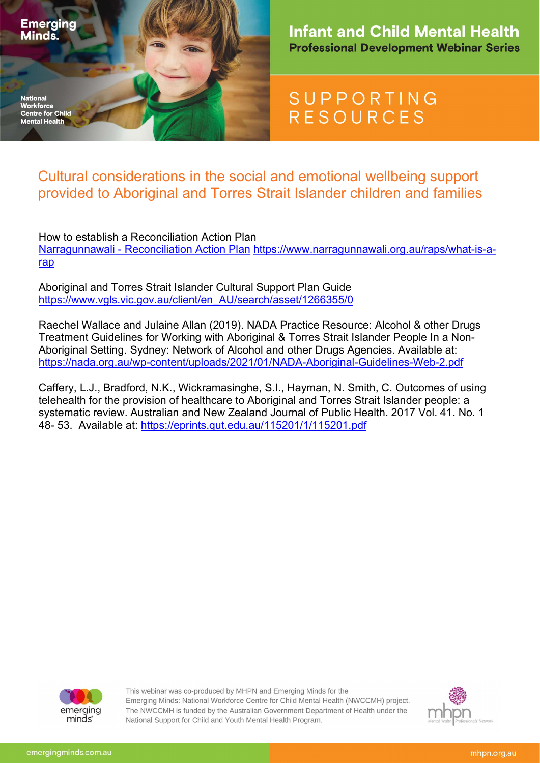Emerging Minds.

National Workforce Centre for Child Mental Health

# Infant and Child Mental Health

**Professional Development Webinar Series**

SUPPORTING RESOURCES

## Cultural considerations in the social and emotional wellbeing support provided to Aboriginal and Torres Strait Islander children and families

How to establish a Reconciliation Action Plan
[Narragunnawali - Reconciliation Action Plan](https://www.narragunnawali.org.au/raps/what-is-a-rap) https://www.narragunnawali.org.au/raps/what-is-a-rap

Aboriginal and Torres Strait Islander Cultural Support Plan Guide
https://www.vgls.vic.gov.au/client/en_AU/search/asset/1266355/0

Raechel Wallace and Julaine Allan (2019). NADA Practice Resource: Alcohol & other Drugs Treatment Guidelines for Working with Aboriginal & Torres Strait Islander People In a Non-Aboriginal Setting. Sydney: Network of Alcohol and other Drugs Agencies. Available at: https://nada.org.au/wp-content/uploads/2021/01/NADA-Aboriginal-Guidelines-Web-2.pdf

Caffery, L.J., Bradford, N.K., Wickramasinghe, S.I., Hayman, N. Smith, C. Outcomes of using telehealth for the provision of healthcare to Aboriginal and Torres Strait Islander people: a systematic review. Australian and New Zealand Journal of Public Health. 2017 Vol. 41. No. 1 48- 53. Available at: https://eprints.qut.edu.au/115201/1/115201.pdf

This webinar was co-produced by MHPN and Emerging Minds for the Emerging Minds: National Workforce Centre for Child Mental Health (NWCCMH) project. The NWCCMH is funded by the Australian Government Department of Health under the National Support for Child and Youth Mental Health Program.

emergingminds.com.au

mhpn.org.au